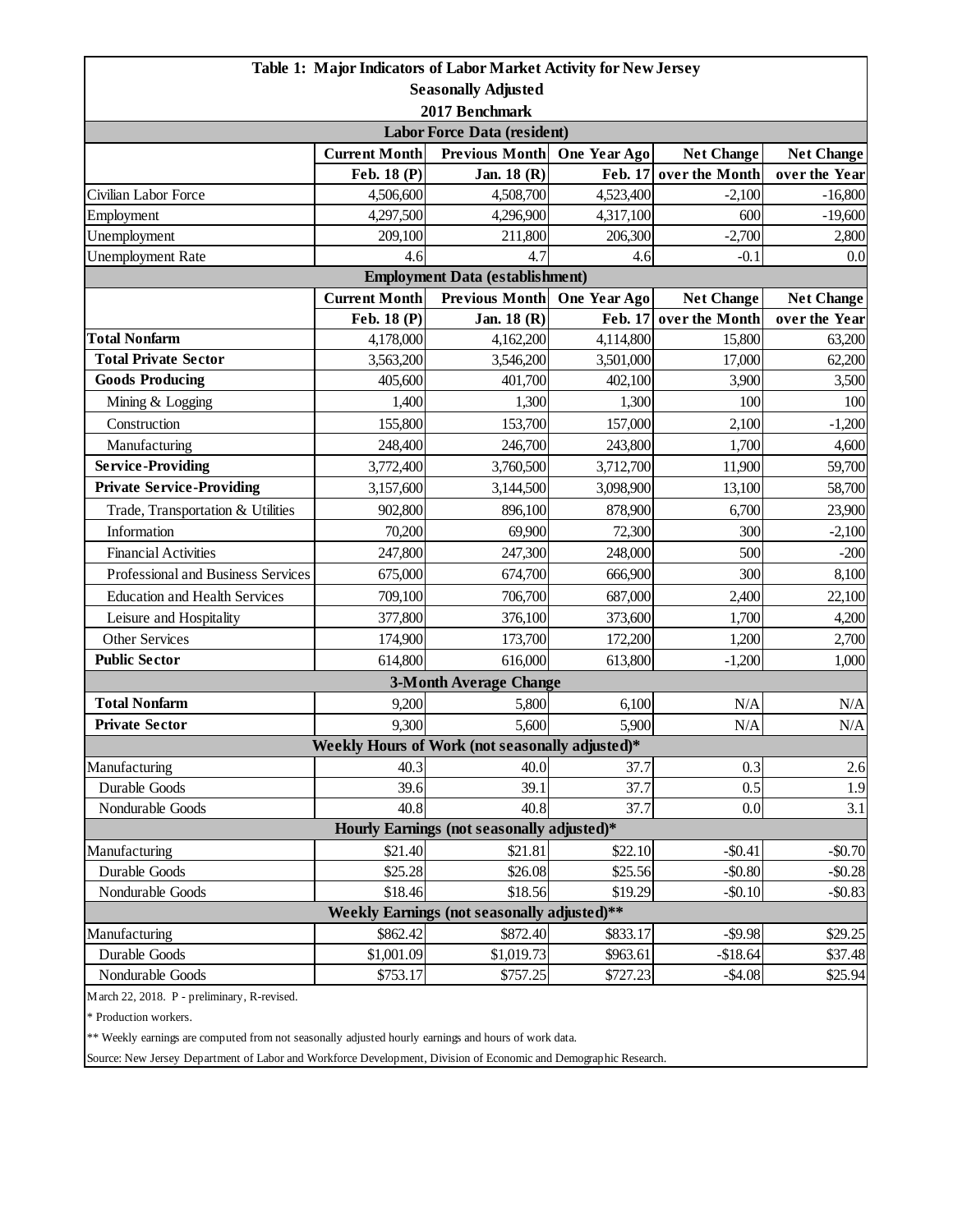# Table 1: Major Indicators of Labor Market Activity for New Jersey

**Seasonally Adjusted**

**2017 Benchmark**

| Labor Force Data (resident) | | | | | |
|---|---|---|---|---|---|
| | **Current Month** | **Previous Month** | **One Year Ago** | **Net Change** | **Net Change** |
| | **Feb. 18 (P)** | **Jan. 18 (R)** | **Feb. 17** | **over the Month** | **over the Year** |
| Civilian Labor Force | 4,506,600 | 4,508,700 | 4,523,400 | -2,100 | -16,800 |
| Employment | 4,297,500 | 4,296,900 | 4,317,100 | 600 | -19,600 |
| Unemployment | 209,100 | 211,800 | 206,300 | -2,700 | 2,800 |
| Unemployment Rate | 4.6 | 4.7 | 4.6 | -0.1 | 0.0 |
| **Employment Data (establishment)** | | | | | |
| | **Current Month** | **Previous Month** | **One Year Ago** | **Net Change** | **Net Change** |
| | **Feb. 18 (P)** | **Jan. 18 (R)** | **Feb. 17** | **over the Month** | **over the Year** |
| **Total Nonfarm** | 4,178,000 | 4,162,200 | 4,114,800 | 15,800 | 63,200 |
| **Total Private Sector** | 3,563,200 | 3,546,200 | 3,501,000 | 17,000 | 62,200 |
| **Goods Producing** | 405,600 | 401,700 | 402,100 | 3,900 | 3,500 |
| Mining & Logging | 1,400 | 1,300 | 1,300 | 100 | 100 |
| Construction | 155,800 | 153,700 | 157,000 | 2,100 | -1,200 |
| Manufacturing | 248,400 | 246,700 | 243,800 | 1,700 | 4,600 |
| **Service-Providing** | 3,772,400 | 3,760,500 | 3,712,700 | 11,900 | 59,700 |
| **Private Service-Providing** | 3,157,600 | 3,144,500 | 3,098,900 | 13,100 | 58,700 |
| Trade, Transportation & Utilities | 902,800 | 896,100 | 878,900 | 6,700 | 23,900 |
| Information | 70,200 | 69,900 | 72,300 | 300 | -2,100 |
| Financial Activities | 247,800 | 247,300 | 248,000 | 500 | -200 |
| Professional and Business Services | 675,000 | 674,700 | 666,900 | 300 | 8,100 |
| Education and Health Services | 709,100 | 706,700 | 687,000 | 2,400 | 22,100 |
| Leisure and Hospitality | 377,800 | 376,100 | 373,600 | 1,700 | 4,200 |
| Other Services | 174,900 | 173,700 | 172,200 | 1,200 | 2,700 |
| **Public Sector** | 614,800 | 616,000 | 613,800 | -1,200 | 1,000 |
| **3-Month Average Change** | | | | | |
| **Total Nonfarm** | 9,200 | 5,800 | 6,100 | N/A | N/A |
| **Private Sector** | 9,300 | 5,600 | 5,900 | N/A | N/A |
| **Weekly Hours of Work (not seasonally adjusted)*** | | | | | |
| Manufacturing | 40.3 | 40.0 | 37.7 | 0.3 | 2.6 |
| Durable Goods | 39.6 | 39.1 | 37.7 | 0.5 | 1.9 |
| Nondurable Goods | 40.8 | 40.8 | 37.7 | 0.0 | 3.1 |
| **Hourly Earnings (not seasonally adjusted)*** | | | | | |
| Manufacturing | $21.40 | $21.81 | $22.10 | -$0.41 | -$0.70 |
| Durable Goods | $25.28 | $26.08 | $25.56 | -$0.80 | -$0.28 |
| Nondurable Goods | $18.46 | $18.56 | $19.29 | -$0.10 | -$0.83 |
| **Weekly Earnings (not seasonally adjusted)**** | | | | | |
| Manufacturing | $862.42 | $872.40 | $833.17 | -$9.98 | $29.25 |
| Durable Goods | $1,001.09 | $1,019.73 | $963.61 | -$18.64 | $37.48 |
| Nondurable Goods | $753.17 | $757.25 | $727.23 | -$4.08 | $25.94 |

March 22, 2018. P - preliminary, R-revised.

* Production workers.

** Weekly earnings are computed from not seasonally adjusted hourly earnings and hours of work data.

Source: New Jersey Department of Labor and Workforce Development, Division of Economic and Demographic Research.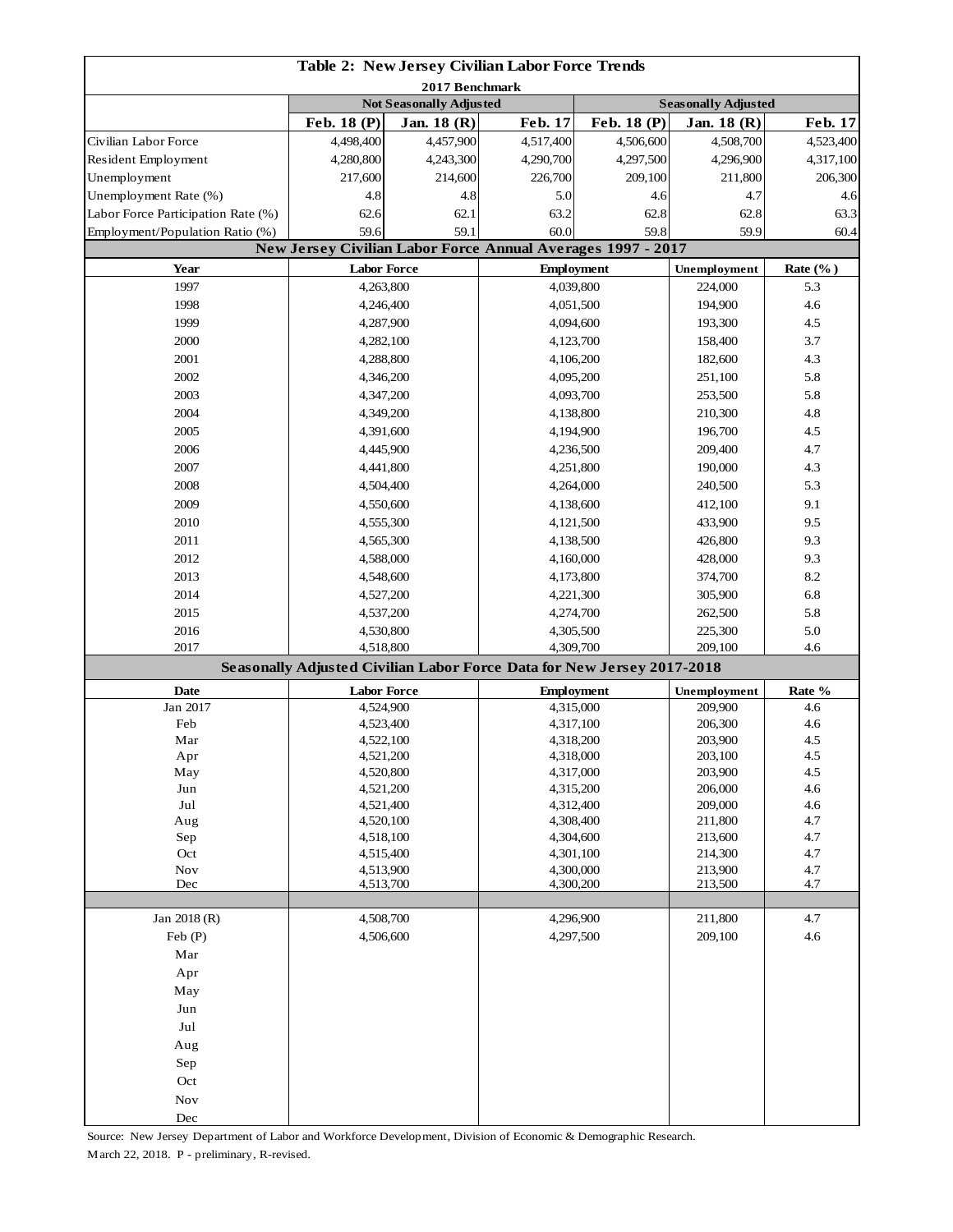## Table 2: New Jersey Civilian Labor Force Trends

2017 Benchmark

| | Not Seasonally Adjusted | | | Seasonally Adjusted | | |
|---|---|---|---|---|---|---|
| | Feb. 18 (P) | Jan. 18 (R) | Feb. 17 | Feb. 18 (P) | Jan. 18 (R) | Feb. 17 |
| Civilian Labor Force | 4,498,400 | 4,457,900 | 4,517,400 | 4,506,600 | 4,508,700 | 4,523,400 |
| Resident Employment | 4,280,800 | 4,243,300 | 4,290,700 | 4,297,500 | 4,296,900 | 4,317,100 |
| Unemployment | 217,600 | 214,600 | 226,700 | 209,100 | 211,800 | 206,300 |
| Unemployment Rate (%) | 4.8 | 4.8 | 5.0 | 4.6 | 4.7 | 4.6 |
| Labor Force Participation Rate (%) | 62.6 | 62.1 | 63.2 | 62.8 | 62.8 | 63.3 |
| Employment/Population Ratio (%) | 59.6 | 59.1 | 60.0 | 59.8 | 59.9 | 60.4 |

### New Jersey Civilian Labor Force Annual Averages 1997 - 2017

| Year | Labor Force | Employment | Unemployment | Rate (%) |
|---|---|---|---|---|
| 1997 | 4,263,800 | 4,039,800 | 224,000 | 5.3 |
| 1998 | 4,246,400 | 4,051,500 | 194,900 | 4.6 |
| 1999 | 4,287,900 | 4,094,600 | 193,300 | 4.5 |
| 2000 | 4,282,100 | 4,123,700 | 158,400 | 3.7 |
| 2001 | 4,288,800 | 4,106,200 | 182,600 | 4.3 |
| 2002 | 4,346,200 | 4,095,200 | 251,100 | 5.8 |
| 2003 | 4,347,200 | 4,093,700 | 253,500 | 5.8 |
| 2004 | 4,349,200 | 4,138,800 | 210,300 | 4.8 |
| 2005 | 4,391,600 | 4,194,900 | 196,700 | 4.5 |
| 2006 | 4,445,900 | 4,236,500 | 209,400 | 4.7 |
| 2007 | 4,441,800 | 4,251,800 | 190,000 | 4.3 |
| 2008 | 4,504,400 | 4,264,000 | 240,500 | 5.3 |
| 2009 | 4,550,600 | 4,138,600 | 412,100 | 9.1 |
| 2010 | 4,555,300 | 4,121,500 | 433,900 | 9.5 |
| 2011 | 4,565,300 | 4,138,500 | 426,800 | 9.3 |
| 2012 | 4,588,000 | 4,160,000 | 428,000 | 9.3 |
| 2013 | 4,548,600 | 4,173,800 | 374,700 | 8.2 |
| 2014 | 4,527,200 | 4,221,300 | 305,900 | 6.8 |
| 2015 | 4,537,200 | 4,274,700 | 262,500 | 5.8 |
| 2016 | 4,530,800 | 4,305,500 | 225,300 | 5.0 |
| 2017 | 4,518,800 | 4,309,700 | 209,100 | 4.6 |

### Seasonally Adjusted Civilian Labor Force Data for New Jersey 2017-2018

| Date | Labor Force | Employment | Unemployment | Rate % |
|---|---|---|---|---|
| Jan 2017 | 4,524,900 | 4,315,000 | 209,900 | 4.6 |
| Feb | 4,523,400 | 4,317,100 | 206,300 | 4.6 |
| Mar | 4,522,100 | 4,318,200 | 203,900 | 4.5 |
| Apr | 4,521,200 | 4,318,000 | 203,100 | 4.5 |
| May | 4,520,800 | 4,317,000 | 203,900 | 4.5 |
| Jun | 4,521,200 | 4,315,200 | 206,000 | 4.6 |
| Jul | 4,521,400 | 4,312,400 | 209,000 | 4.6 |
| Aug | 4,520,100 | 4,308,400 | 211,800 | 4.7 |
| Sep | 4,518,100 | 4,304,600 | 213,600 | 4.7 |
| Oct | 4,515,400 | 4,301,100 | 214,300 | 4.7 |
| Nov | 4,513,900 | 4,300,000 | 213,900 | 4.7 |
| Dec | 4,513,700 | 4,300,200 | 213,500 | 4.7 |
| | | | | |
| Jan 2018 (R) | 4,508,700 | 4,296,900 | 211,800 | 4.7 |
| Feb (P) | 4,506,600 | 4,297,500 | 209,100 | 4.6 |
| Mar | | | | |
| Apr | | | | |
| May | | | | |
| Jun | | | | |
| Jul | | | | |
| Aug | | | | |
| Sep | | | | |
| Oct | | | | |
| Nov | | | | |
| Dec | | | | |

Source: New Jersey Department of Labor and Workforce Development, Division of Economic & Demographic Research.

March 22, 2018. P - preliminary, R-revised.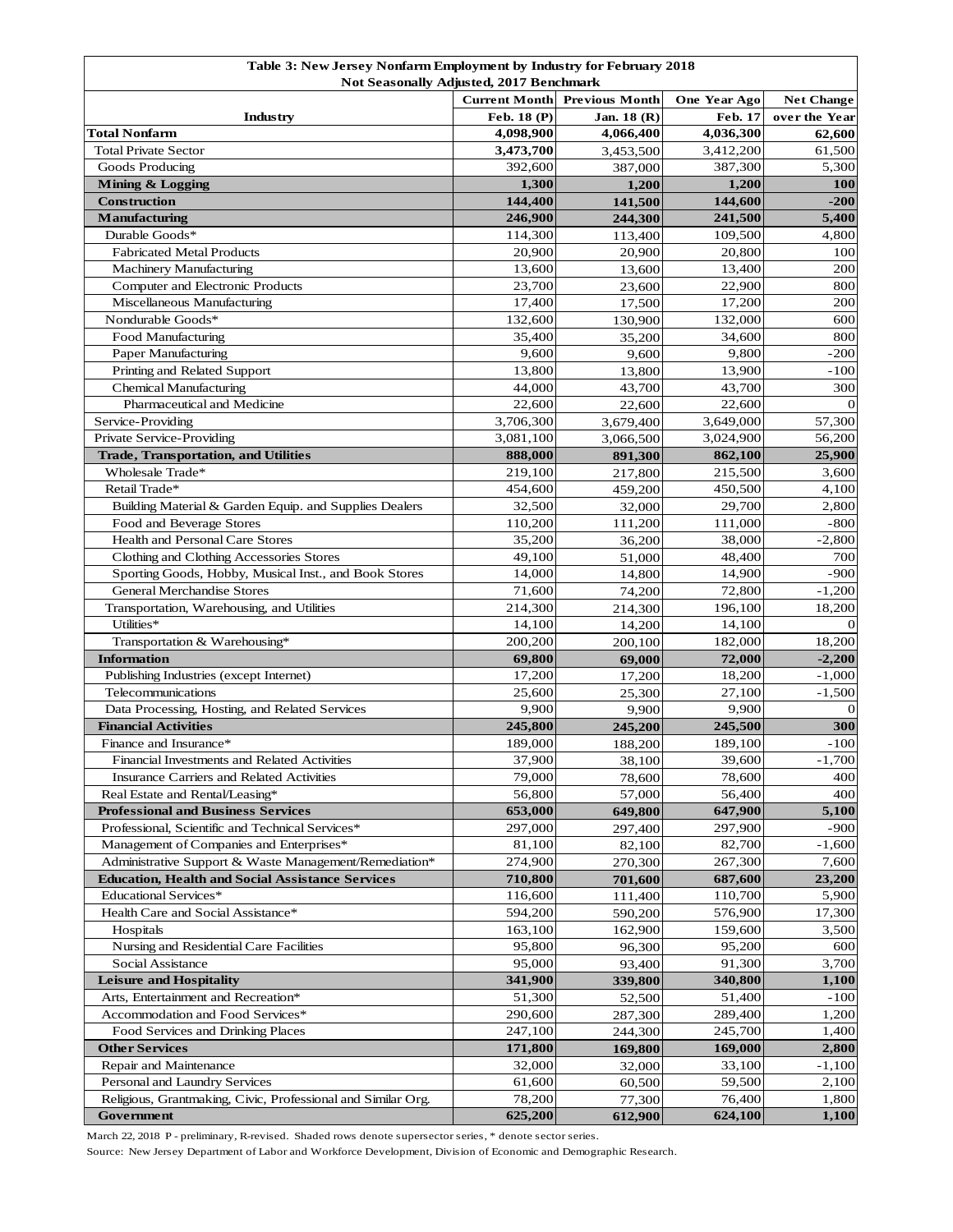**Table 3: New Jersey Nonfarm Employment by Industry for February 2018**
**Not Seasonally Adjusted, 2017 Benchmark**

| Industry | Current Month Feb. 18 (P) | Previous Month Jan. 18 (R) | One Year Ago Feb. 17 | Net Change over the Year |
|---|---|---|---|---|
| **Total Nonfarm** | **4,098,900** | **4,066,400** | **4,036,300** | **62,600** |
| Total Private Sector | **3,473,700** | 3,453,500 | 3,412,200 | 61,500 |
| Goods Producing | 392,600 | 387,000 | 387,300 | 5,300 |
| **Mining & Logging** | **1,300** | **1,200** | **1,200** | **100** |
| **Construction** | **144,400** | **141,500** | **144,600** | **-200** |
| **Manufacturing** | **246,900** | **244,300** | **241,500** | **5,400** |
| Durable Goods* | 114,300 | 113,400 | 109,500 | 4,800 |
| Fabricated Metal Products | 20,900 | 20,900 | 20,800 | 100 |
| Machinery Manufacturing | 13,600 | 13,600 | 13,400 | 200 |
| Computer and Electronic Products | 23,700 | 23,600 | 22,900 | 800 |
| Miscellaneous Manufacturing | 17,400 | 17,500 | 17,200 | 200 |
| Nondurable Goods* | 132,600 | 130,900 | 132,000 | 600 |
| Food Manufacturing | 35,400 | 35,200 | 34,600 | 800 |
| Paper Manufacturing | 9,600 | 9,600 | 9,800 | -200 |
| Printing and Related Support | 13,800 | 13,800 | 13,900 | -100 |
| Chemical Manufacturing | 44,000 | 43,700 | 43,700 | 300 |
| Pharmaceutical and Medicine | 22,600 | 22,600 | 22,600 | 0 |
| Service-Providing | 3,706,300 | 3,679,400 | 3,649,000 | 57,300 |
| Private Service-Providing | 3,081,100 | 3,066,500 | 3,024,900 | 56,200 |
| **Trade, Transportation, and Utilities** | **888,000** | **891,300** | **862,100** | **25,900** |
| Wholesale Trade* | 219,100 | 217,800 | 215,500 | 3,600 |
| Retail Trade* | 454,600 | 459,200 | 450,500 | 4,100 |
| Building Material & Garden Equip. and Supplies Dealers | 32,500 | 32,000 | 29,700 | 2,800 |
| Food and Beverage Stores | 110,200 | 111,200 | 111,000 | -800 |
| Health and Personal Care Stores | 35,200 | 36,200 | 38,000 | -2,800 |
| Clothing and Clothing Accessories Stores | 49,100 | 51,000 | 48,400 | 700 |
| Sporting Goods, Hobby, Musical Inst., and Book Stores | 14,000 | 14,800 | 14,900 | -900 |
| General Merchandise Stores | 71,600 | 74,200 | 72,800 | -1,200 |
| Transportation, Warehousing, and Utilities | 214,300 | 214,300 | 196,100 | 18,200 |
| Utilities* | 14,100 | 14,200 | 14,100 | 0 |
| Transportation & Warehousing* | 200,200 | 200,100 | 182,000 | 18,200 |
| **Information** | **69,800** | **69,000** | **72,000** | **-2,200** |
| Publishing Industries (except Internet) | 17,200 | 17,200 | 18,200 | -1,000 |
| Telecommunications | 25,600 | 25,300 | 27,100 | -1,500 |
| Data Processing, Hosting, and Related Services | 9,900 | 9,900 | 9,900 | 0 |
| **Financial Activities** | **245,800** | **245,200** | **245,500** | **300** |
| Finance and Insurance* | 189,000 | 188,200 | 189,100 | -100 |
| Financial Investments and Related Activities | 37,900 | 38,100 | 39,600 | -1,700 |
| Insurance Carriers and Related Activities | 79,000 | 78,600 | 78,600 | 400 |
| Real Estate and Rental/Leasing* | 56,800 | 57,000 | 56,400 | 400 |
| **Professional and Business Services** | **653,000** | **649,800** | **647,900** | **5,100** |
| Professional, Scientific and Technical Services* | 297,000 | 297,400 | 297,900 | -900 |
| Management of Companies and Enterprises* | 81,100 | 82,100 | 82,700 | -1,600 |
| Administrative Support & Waste Management/Remediation* | 274,900 | 270,300 | 267,300 | 7,600 |
| **Education, Health and Social Assistance Services** | **710,800** | **701,600** | **687,600** | **23,200** |
| Educational Services* | 116,600 | 111,400 | 110,700 | 5,900 |
| Health Care and Social Assistance* | 594,200 | 590,200 | 576,900 | 17,300 |
| Hospitals | 163,100 | 162,900 | 159,600 | 3,500 |
| Nursing and Residential Care Facilities | 95,800 | 96,300 | 95,200 | 600 |
| Social Assistance | 95,000 | 93,400 | 91,300 | 3,700 |
| **Leisure and Hospitality** | **341,900** | **339,800** | **340,800** | **1,100** |
| Arts, Entertainment and Recreation* | 51,300 | 52,500 | 51,400 | -100 |
| Accommodation and Food Services* | 290,600 | 287,300 | 289,400 | 1,200 |
| Food Services and Drinking Places | 247,100 | 244,300 | 245,700 | 1,400 |
| **Other Services** | **171,800** | **169,800** | **169,000** | **2,800** |
| Repair and Maintenance | 32,000 | 32,000 | 33,100 | -1,100 |
| Personal and Laundry Services | 61,600 | 60,500 | 59,500 | 2,100 |
| Religious, Grantmaking, Civic, Professional and Similar Org. | 78,200 | 77,300 | 76,400 | 1,800 |
| **Government** | **625,200** | **612,900** | **624,100** | **1,100** |

March 22, 2018 P - preliminary, R-revised. Shaded rows denote supersector series, * denote sector series.

Source: New Jersey Department of Labor and Workforce Development, Division of Economic and Demographic Research.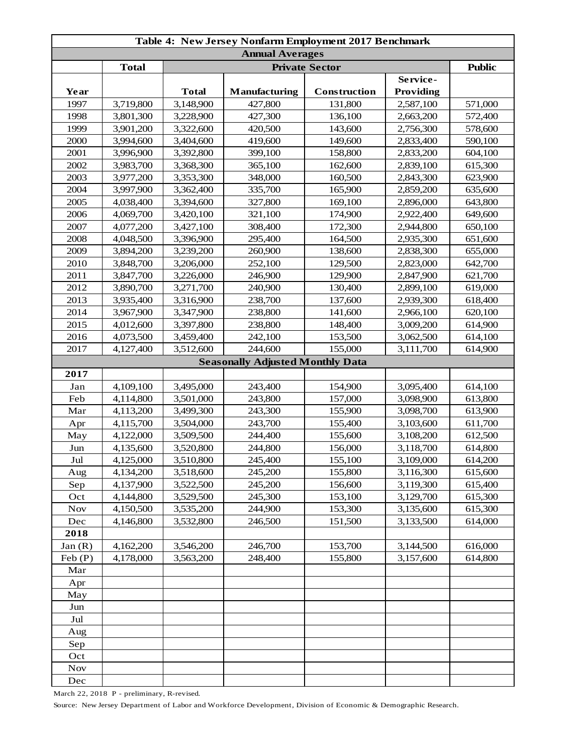| Table 4: New Jersey Nonfarm Employment 2017 Benchmark | | | | | | |
|---|---|---|---|---|---|---|
| **Annual Averages** | | | | | | |
| | **Total** | **Private Sector** | | | | **Public** |
| **Year** | | **Total** | **Manufacturing** | **Construction** | **Service-Providing** | |
| 1997 | 3,719,800 | 3,148,900 | 427,800 | 131,800 | 2,587,100 | 571,000 |
| 1998 | 3,801,300 | 3,228,900 | 427,300 | 136,100 | 2,663,200 | 572,400 |
| 1999 | 3,901,200 | 3,322,600 | 420,500 | 143,600 | 2,756,300 | 578,600 |
| 2000 | 3,994,600 | 3,404,600 | 419,600 | 149,600 | 2,833,400 | 590,100 |
| 2001 | 3,996,900 | 3,392,800 | 399,100 | 158,800 | 2,833,200 | 604,100 |
| 2002 | 3,983,700 | 3,368,300 | 365,100 | 162,600 | 2,839,100 | 615,300 |
| 2003 | 3,977,200 | 3,353,300 | 348,000 | 160,500 | 2,843,300 | 623,900 |
| 2004 | 3,997,900 | 3,362,400 | 335,700 | 165,900 | 2,859,200 | 635,600 |
| 2005 | 4,038,400 | 3,394,600 | 327,800 | 169,100 | 2,896,000 | 643,800 |
| 2006 | 4,069,700 | 3,420,100 | 321,100 | 174,900 | 2,922,400 | 649,600 |
| 2007 | 4,077,200 | 3,427,100 | 308,400 | 172,300 | 2,944,800 | 650,100 |
| 2008 | 4,048,500 | 3,396,900 | 295,400 | 164,500 | 2,935,300 | 651,600 |
| 2009 | 3,894,200 | 3,239,200 | 260,900 | 138,600 | 2,838,300 | 655,000 |
| 2010 | 3,848,700 | 3,206,000 | 252,100 | 129,500 | 2,823,000 | 642,700 |
| 2011 | 3,847,700 | 3,226,000 | 246,900 | 129,900 | 2,847,900 | 621,700 |
| 2012 | 3,890,700 | 3,271,700 | 240,900 | 130,400 | 2,899,100 | 619,000 |
| 2013 | 3,935,400 | 3,316,900 | 238,700 | 137,600 | 2,939,300 | 618,400 |
| 2014 | 3,967,900 | 3,347,900 | 238,800 | 141,600 | 2,966,100 | 620,100 |
| 2015 | 4,012,600 | 3,397,800 | 238,800 | 148,400 | 3,009,200 | 614,900 |
| 2016 | 4,073,500 | 3,459,400 | 242,100 | 153,500 | 3,062,500 | 614,100 |
| 2017 | 4,127,400 | 3,512,600 | 244,600 | 155,000 | 3,111,700 | 614,900 |
| **Seasonally Adjusted Monthly Data** | | | | | | |
| **2017** | | | | | | |
| Jan | 4,109,100 | 3,495,000 | 243,400 | 154,900 | 3,095,400 | 614,100 |
| Feb | 4,114,800 | 3,501,000 | 243,800 | 157,000 | 3,098,900 | 613,800 |
| Mar | 4,113,200 | 3,499,300 | 243,300 | 155,900 | 3,098,700 | 613,900 |
| Apr | 4,115,700 | 3,504,000 | 243,700 | 155,400 | 3,103,600 | 611,700 |
| May | 4,122,000 | 3,509,500 | 244,400 | 155,600 | 3,108,200 | 612,500 |
| Jun | 4,135,600 | 3,520,800 | 244,800 | 156,000 | 3,118,700 | 614,800 |
| Jul | 4,125,000 | 3,510,800 | 245,400 | 155,100 | 3,109,000 | 614,200 |
| Aug | 4,134,200 | 3,518,600 | 245,200 | 155,800 | 3,116,300 | 615,600 |
| Sep | 4,137,900 | 3,522,500 | 245,200 | 156,600 | 3,119,300 | 615,400 |
| Oct | 4,144,800 | 3,529,500 | 245,300 | 153,100 | 3,129,700 | 615,300 |
| Nov | 4,150,500 | 3,535,200 | 244,900 | 153,300 | 3,135,600 | 615,300 |
| Dec | 4,146,800 | 3,532,800 | 246,500 | 151,500 | 3,133,500 | 614,000 |
| **2018** | | | | | | |
| Jan (R) | 4,162,200 | 3,546,200 | 246,700 | 153,700 | 3,144,500 | 616,000 |
| Feb (P) | 4,178,000 | 3,563,200 | 248,400 | 155,800 | 3,157,600 | 614,800 |
| Mar | | | | | | |
| Apr | | | | | | |
| May | | | | | | |
| Jun | | | | | | |
| Jul | | | | | | |
| Aug | | | | | | |
| Sep | | | | | | |
| Oct | | | | | | |
| Nov | | | | | | |
| Dec | | | | | | |

March 22, 2018 P - preliminary, R-revised.

Source: New Jersey Department of Labor and Workforce Development, Division of Economic & Demographic Research.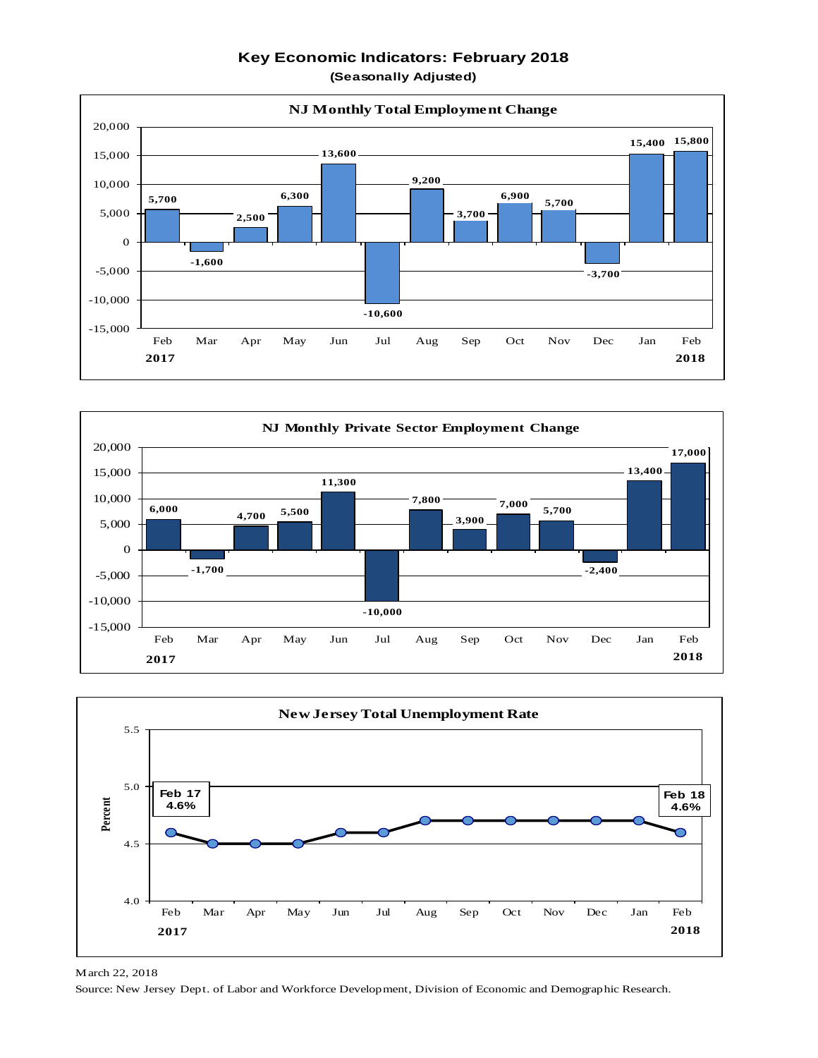# Key Economic Indicators: February 2018

**(Seasonally Adjusted)**

**NJ Monthly Total Employment Change**

20,000
15,000
10,000
5,000
0
-5,000
-10,000
-15,000

5,700
-1,600
2,500
6,300
13,600
-10,600
9,200
3,700
6,900
5,700
-3,700
15,400
15,800

Feb Mar Apr May Jun Jul Aug Sep Oct Nov Dec Jan Feb

2017 2018

**NJ Monthly Private Sector Employment Change**

20,000
15,000
10,000
5,000
0
-5,000
-10,000
-15,000

6,000
-1,700
4,700
5,500
11,300
-10,000
7,800
3,900
7,000
5,700
-2,400
13,400
17,000

Feb Mar Apr May Jun Jul Aug Sep Oct Nov Dec Jan Feb

2017 2018

**New Jersey Total Unemployment Rate**

Percent

5.5
5.0
4.5
4.0

Feb 17
4.6%

Feb 18
4.6%

Feb Mar Apr May Jun Jul Aug Sep Oct Nov Dec Jan Feb

2017 2018

March 22, 2018

Source: New Jersey Dept. of Labor and Workforce Development, Division of Economic and Demographic Research.